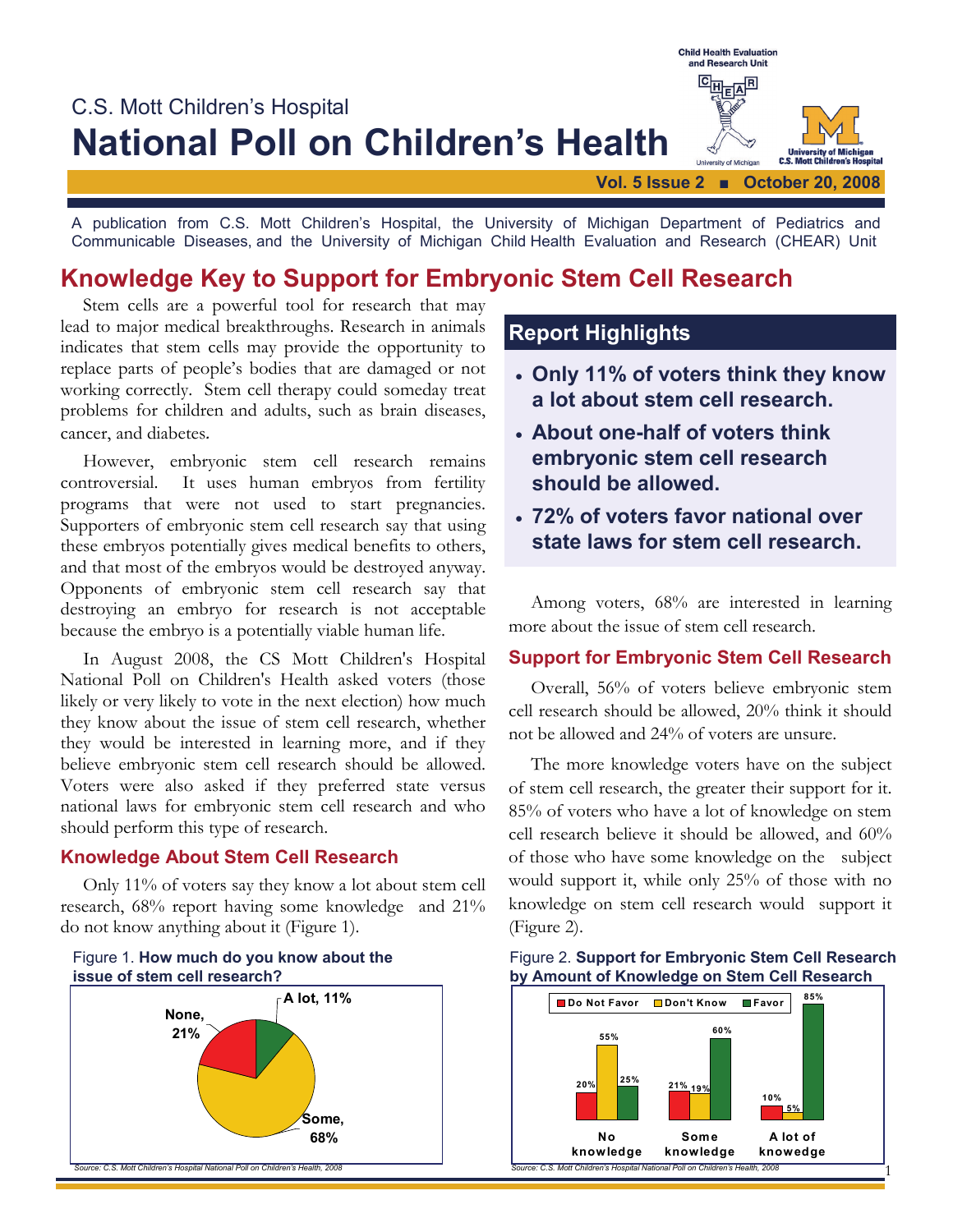C.S. Mott Children's Hospital

# National Poll on Children's Health

Vol. 5 Issue 2 ■ October 20, 2008

A publication from C.S. Mott Children's Hospital, the University of Michigan Department of Pediatrics and Communicable Diseases, and the University of Michigan Child Health Evaluation and Research (CHEAR) Unit

## Knowledge Key to Support for Embryonic Stem Cell Research

Stem cells are a powerful tool for research that may lead to major medical breakthroughs. Research in animals indicates that stem cells may provide the opportunity to replace parts of people's bodies that are damaged or not working correctly. Stem cell therapy could someday treat problems for children and adults, such as brain diseases, cancer, and diabetes.

However, embryonic stem cell research remains controversial. It uses human embryos from fertility programs that were not used to start pregnancies. Supporters of embryonic stem cell research say that using these embryos potentially gives medical benefits to others, and that most of the embryos would be destroyed anyway. Opponents of embryonic stem cell research say that destroying an embryo for research is not acceptable because the embryo is a potentially viable human life.

In August 2008, the CS Mott Children's Hospital National Poll on Children's Health asked voters (those likely or very likely to vote in the next election) how much they know about the issue of stem cell research, whether they would be interested in learning more, and if they believe embryonic stem cell research should be allowed. Voters were also asked if they preferred state versus national laws for embryonic stem cell research and who should perform this type of research.

### Knowledge About Stem Cell Research

Only 11% of voters say they know a lot about stem cell research, 68% report having some knowledge and 21% do not know anything about it (Figure 1).

Figure 1. **How much do you know about the issue of stem cell research?**

| Response | Percent |
|---|---|
| A lot | 11% |
| Some | 68% |
| None | 21% |

*Source: C.S. Mott Children's Hospital National Poll on Children's Health, 2008*

### Report Highlights

- **Only 11% of voters think they know a lot about stem cell research.**
- **About one-half of voters think embryonic stem cell research should be allowed.**
- **72% of voters favor national over state laws for stem cell research.**

Among voters, 68% are interested in learning more about the issue of stem cell research.

### Support for Embryonic Stem Cell Research

Overall, 56% of voters believe embryonic stem cell research should be allowed, 20% think it should not be allowed and 24% of voters are unsure.

The more knowledge voters have on the subject of stem cell research, the greater their support for it. 85% of voters who have a lot of knowledge on stem cell research believe it should be allowed, and 60% of those who have some knowledge on the subject would support it, while only 25% of those with no knowledge on stem cell research would support it (Figure 2).

Figure 2. **Support for Embryonic Stem Cell Research by Amount of Knowledge on Stem Cell Research**

| | Do Not Favor | Don't Know | Favor |
|---|---|---|---|
| No knowledge | 20% | 55% | 25% |
| Some knowledge | 21% | 19% | 60% |
| A lot of knowedge | 10% | 5% | 85% |

*Source: C.S. Mott Children's Hospital National Poll on Children's Health, 2008*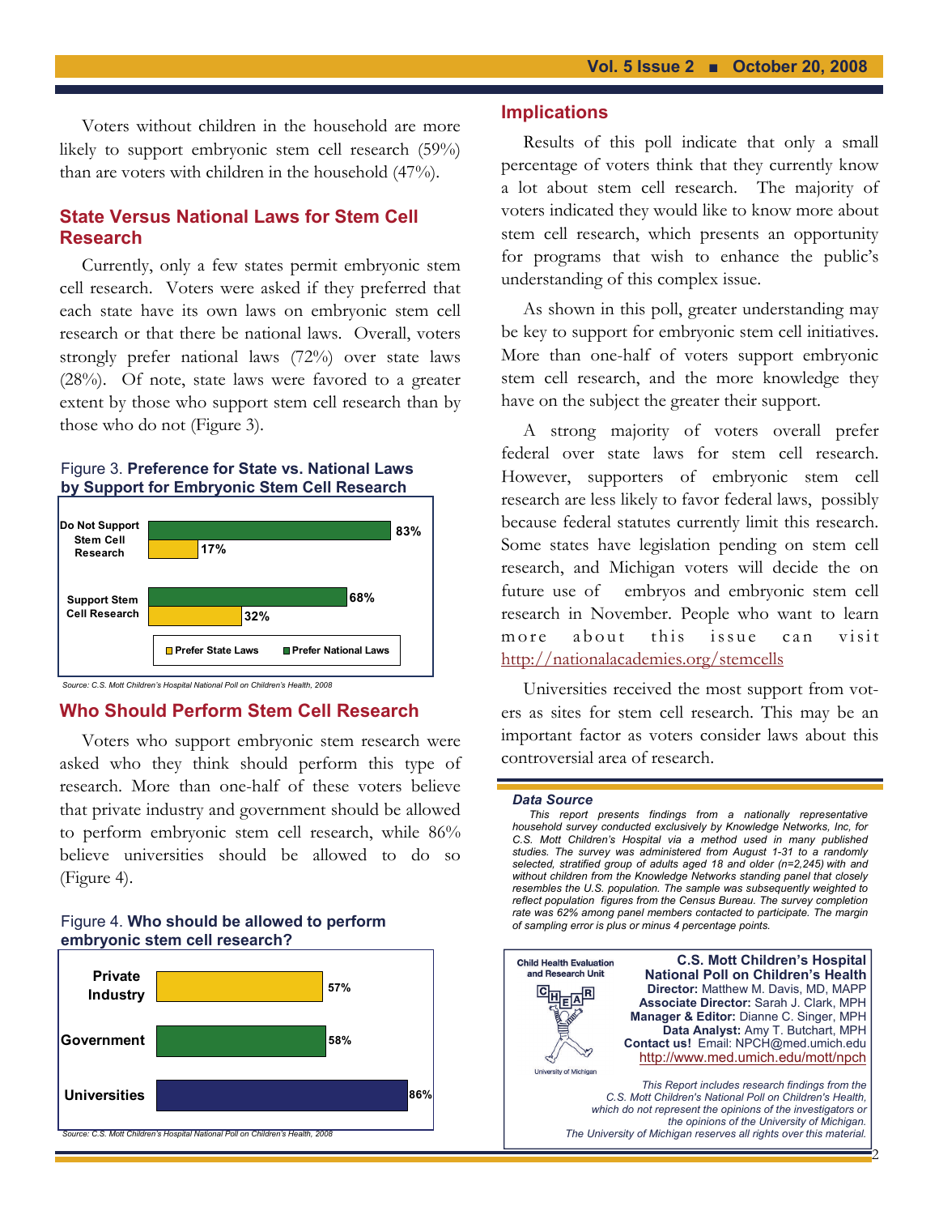Voters without children in the household are more likely to support embryonic stem cell research (59%) than are voters with children in the household (47%).

## State Versus National Laws for Stem Cell Research

Currently, only a few states permit embryonic stem cell research. Voters were asked if they preferred that each state have its own laws on embryonic stem cell research or that there be national laws. Overall, voters strongly prefer national laws (72%) over state laws (28%). Of note, state laws were favored to a greater extent by those who support stem cell research than by those who do not (Figure 3).

Figure 3. **Preference for State vs. National Laws by Support for Embryonic Stem Cell Research**

Do Not Support Stem Cell Research
83%
17%

Support Stem Cell Research
68%
32%

Prefer State Laws
Prefer National Laws

*Source: C.S. Mott Children's Hospital National Poll on Children's Health, 2008*

## Who Should Perform Stem Cell Research

Voters who support embryonic stem research were asked who they think should perform this type of research. More than one-half of these voters believe that private industry and government should be allowed to perform embryonic stem cell research, while 86% believe universities should be allowed to do so (Figure 4).

Figure 4. **Who should be allowed to perform embryonic stem cell research?**

Private Industry
57%

Government
58%

Universities
86%

*Source: C.S. Mott Children's Hospital National Poll on Children's Health, 2008*

## Implications

Results of this poll indicate that only a small percentage of voters think that they currently know a lot about stem cell research. The majority of voters indicated they would like to know more about stem cell research, which presents an opportunity for programs that wish to enhance the public's understanding of this complex issue.

As shown in this poll, greater understanding may be key to support for embryonic stem cell initiatives. More than one-half of voters support embryonic stem cell research, and the more knowledge they have on the subject the greater their support.

A strong majority of voters overall prefer federal over state laws for stem cell research. However, supporters of embryonic stem cell research are less likely to favor federal laws, possibly because federal statutes currently limit this research. Some states have legislation pending on stem cell research, and Michigan voters will decide the on future use of embryos and embryonic stem cell research in November. People who want to learn more about this issue can visit http://nationalacademies.org/stemcells

Universities received the most support from voters as sites for stem cell research. This may be an important factor as voters consider laws about this controversial area of research.

### Data Source

*This report presents findings from a nationally representative household survey conducted exclusively by Knowledge Networks, Inc, for C.S. Mott Children's Hospital via a method used in many published studies. The survey was administered from August 1-31 to a randomly selected, stratified group of adults aged 18 and older (n=2,245) with and without children from the Knowledge Networks standing panel that closely resembles the U.S. population. The sample was subsequently weighted to reflect population figures from the Census Bureau. The survey completion rate was 62% among panel members contacted to participate. The margin of sampling error is plus or minus 4 percentage points.*

Child Health Evaluation and Research Unit

University of Michigan

**C.S. Mott Children's Hospital National Poll on Children's Health**
**Director:** Matthew M. Davis, MD, MAPP
**Associate Director:** Sarah J. Clark, MPH
**Manager & Editor:** Dianne C. Singer, MPH
**Data Analyst:** Amy T. Butchart, MPH
**Contact us!** Email: NPCH@med.umich.edu
http://www.med.umich.edu/mott/npch

*This Report includes research findings from the C.S. Mott Children's National Poll on Children's Health, which do not represent the opinions of the investigators or the opinions of the University of Michigan. The University of Michigan reserves all rights over this material.*